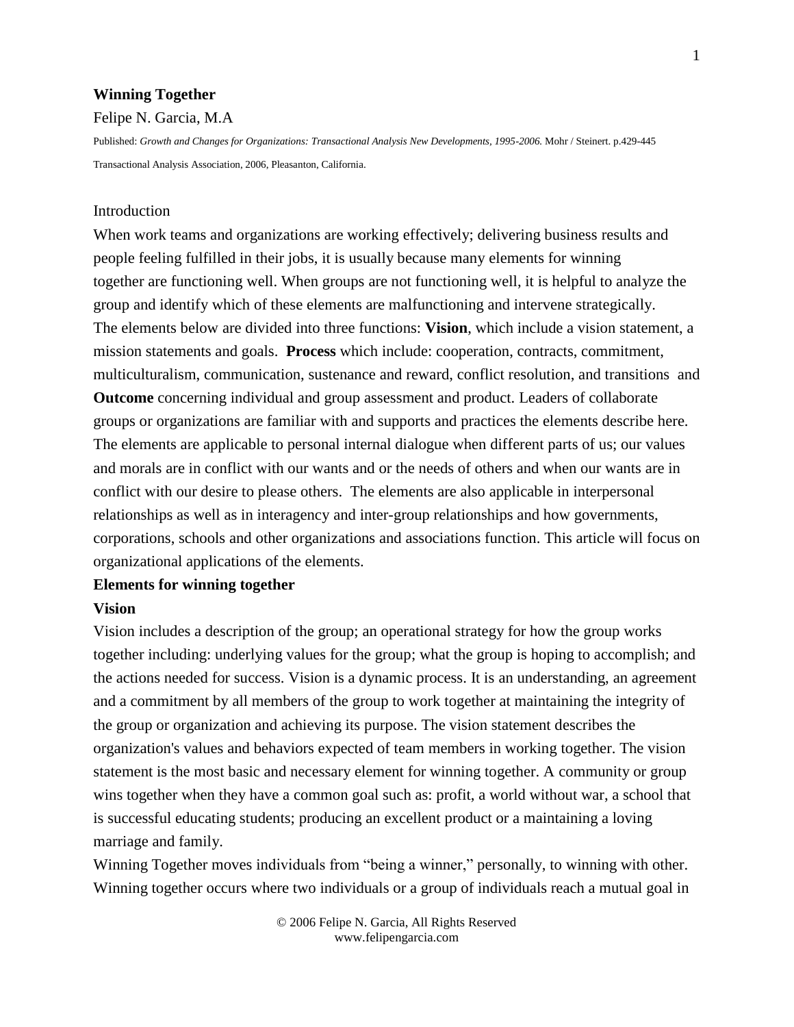# Winning Together

Felipe N. Garcia, M.A

Published: *Growth and Changes for Organizations: Transactional Analysis New Developments, 1995-2006.* Mohr / Steinert. p.429-445

Transactional Analysis Association, 2006, Pleasanton, California.

## Introduction

When work teams and organizations are working effectively; delivering business results and people feeling fulfilled in their jobs, it is usually because many elements for winning together are functioning well. When groups are not functioning well, it is helpful to analyze the group and identify which of these elements are malfunctioning and intervene strategically. The elements below are divided into three functions: **Vision**, which include a vision statement, a mission statements and goals. **Process** which include: cooperation, contracts, commitment, multiculturalism, communication, sustenance and reward, conflict resolution, and transitions and **Outcome** concerning individual and group assessment and product. Leaders of collaborate groups or organizations are familiar with and supports and practices the elements describe here. The elements are applicable to personal internal dialogue when different parts of us; our values and morals are in conflict with our wants and or the needs of others and when our wants are in conflict with our desire to please others. The elements are also applicable in interpersonal relationships as well as in interagency and inter-group relationships and how governments, corporations, schools and other organizations and associations function. This article will focus on organizational applications of the elements.

## Elements for winning together

### Vision

Vision includes a description of the group; an operational strategy for how the group works together including: underlying values for the group; what the group is hoping to accomplish; and the actions needed for success. Vision is a dynamic process. It is an understanding, an agreement and a commitment by all members of the group to work together at maintaining the integrity of the group or organization and achieving its purpose. The vision statement describes the organization's values and behaviors expected of team members in working together. The vision statement is the most basic and necessary element for winning together. A community or group wins together when they have a common goal such as: profit, a world without war, a school that is successful educating students; producing an excellent product or a maintaining a loving marriage and family.

Winning Together moves individuals from "being a winner," personally, to winning with other. Winning together occurs where two individuals or a group of individuals reach a mutual goal in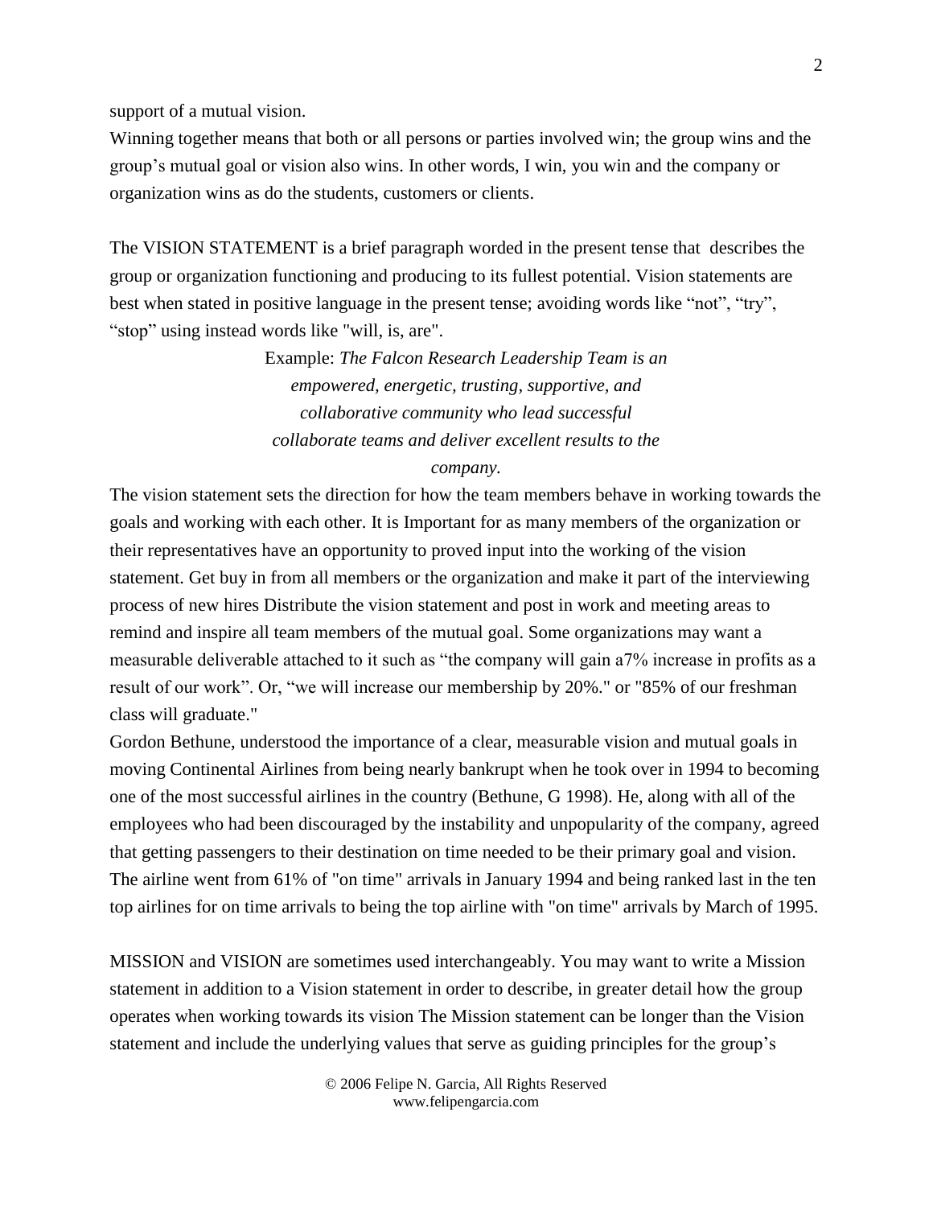support of a mutual vision.

Winning together means that both or all persons or parties involved win; the group wins and the group's mutual goal or vision also wins. In other words, I win, you win and the company or organization wins as do the students, customers or clients.

The VISION STATEMENT is a brief paragraph worded in the present tense that describes the group or organization functioning and producing to its fullest potential. Vision statements are best when stated in positive language in the present tense; avoiding words like "not", "try", "stop" using instead words like "will, is, are".

Example: *The Falcon Research Leadership Team is an empowered, energetic, trusting, supportive, and collaborative community who lead successful collaborate teams and deliver excellent results to the company.*

The vision statement sets the direction for how the team members behave in working towards the goals and working with each other. It is Important for as many members of the organization or their representatives have an opportunity to proved input into the working of the vision statement. Get buy in from all members or the organization and make it part of the interviewing process of new hires Distribute the vision statement and post in work and meeting areas to remind and inspire all team members of the mutual goal. Some organizations may want a measurable deliverable attached to it such as "the company will gain a7% increase in profits as a result of our work". Or, "we will increase our membership by 20%." or "85% of our freshman class will graduate."

Gordon Bethune, understood the importance of a clear, measurable vision and mutual goals in moving Continental Airlines from being nearly bankrupt when he took over in 1994 to becoming one of the most successful airlines in the country (Bethune, G 1998). He, along with all of the employees who had been discouraged by the instability and unpopularity of the company, agreed that getting passengers to their destination on time needed to be their primary goal and vision. The airline went from 61% of "on time" arrivals in January 1994 and being ranked last in the ten top airlines for on time arrivals to being the top airline with "on time" arrivals by March of 1995.

MISSION and VISION are sometimes used interchangeably. You may want to write a Mission statement in addition to a Vision statement in order to describe, in greater detail how the group operates when working towards its vision The Mission statement can be longer than the Vision statement and include the underlying values that serve as guiding principles for the group's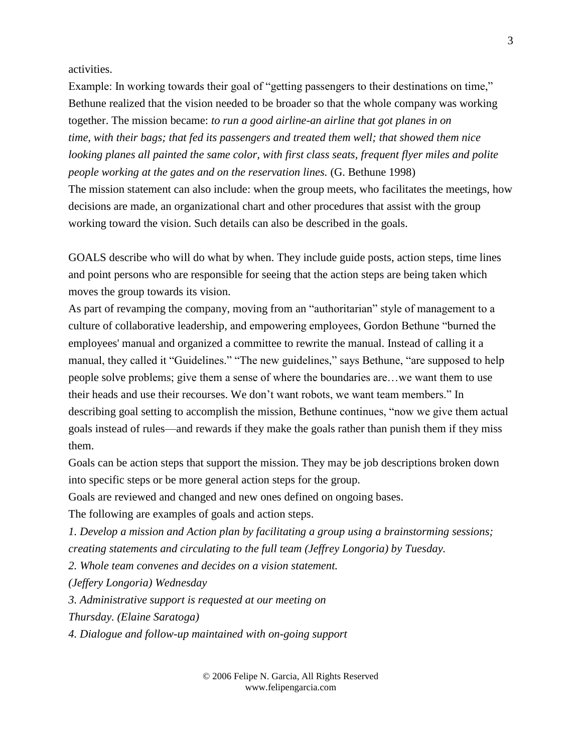activities.

Example: In working towards their goal of "getting passengers to their destinations on time," Bethune realized that the vision needed to be broader so that the whole company was working together. The mission became: *to run a good airline-an airline that got planes in on time, with their bags; that fed its passengers and treated them well; that showed them nice looking planes all painted the same color, with first class seats, frequent flyer miles and polite people working at the gates and on the reservation lines.* (G. Bethune 1998)

The mission statement can also include: when the group meets, who facilitates the meetings, how decisions are made, an organizational chart and other procedures that assist with the group working toward the vision. Such details can also be described in the goals.

GOALS describe who will do what by when. They include guide posts, action steps, time lines and point persons who are responsible for seeing that the action steps are being taken which moves the group towards its vision.

As part of revamping the company, moving from an "authoritarian" style of management to a culture of collaborative leadership, and empowering employees, Gordon Bethune "burned the employees' manual and organized a committee to rewrite the manual. Instead of calling it a manual, they called it "Guidelines." "The new guidelines," says Bethune, "are supposed to help people solve problems; give them a sense of where the boundaries are…we want them to use their heads and use their recourses. We don't want robots, we want team members." In describing goal setting to accomplish the mission, Bethune continues, "now we give them actual goals instead of rules—and rewards if they make the goals rather than punish them if they miss them.

Goals can be action steps that support the mission. They may be job descriptions broken down into specific steps or be more general action steps for the group.

Goals are reviewed and changed and new ones defined on ongoing bases.

The following are examples of goals and action steps.

*1. Develop a mission and Action plan by facilitating a group using a brainstorming sessions; creating statements and circulating to the full team (Jeffrey Longoria) by Tuesday.*

*2. Whole team convenes and decides on a vision statement.*
*(Jeffery Longoria) Wednesday*

*3. Administrative support is requested at our meeting on*
*Thursday. (Elaine Saratoga)*

*4. Dialogue and follow-up maintained with on-going support*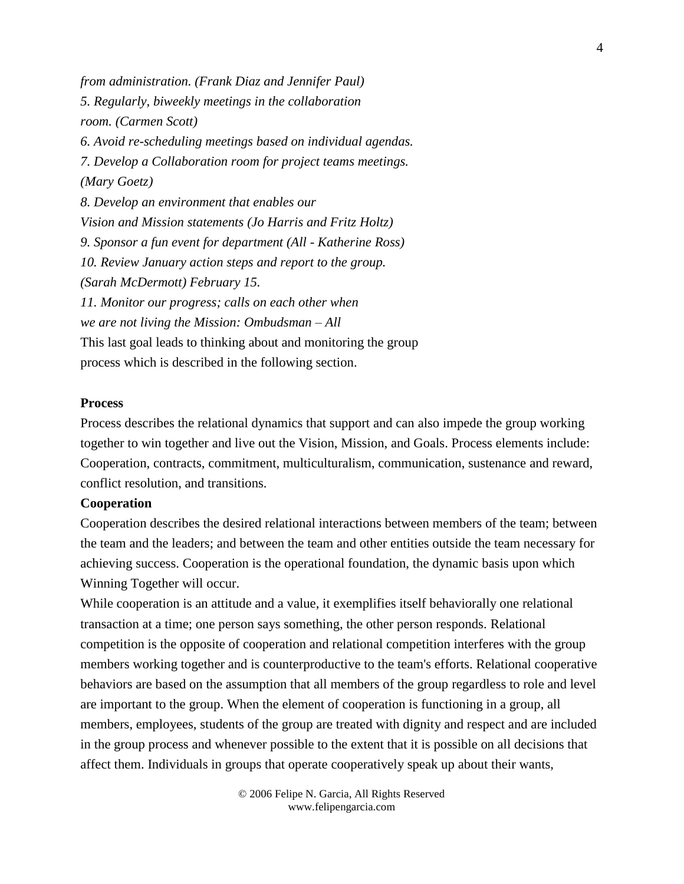*from administration. (Frank Diaz and Jennifer Paul)*
*5. Regularly, biweekly meetings in the collaboration room. (Carmen Scott)*
*6. Avoid re-scheduling meetings based on individual agendas.*
*7. Develop a Collaboration room for project teams meetings. (Mary Goetz)*
*8. Develop an environment that enables our Vision and Mission statements (Jo Harris and Fritz Holtz)*
*9. Sponsor a fun event for department (All - Katherine Ross)*
*10. Review January action steps and report to the group. (Sarah McDermott) February 15.*
*11. Monitor our progress; calls on each other when we are not living the Mission: Ombudsman – All*

This last goal leads to thinking about and monitoring the group process which is described in the following section.

**Process**

Process describes the relational dynamics that support and can also impede the group working together to win together and live out the Vision, Mission, and Goals. Process elements include: Cooperation, contracts, commitment, multiculturalism, communication, sustenance and reward, conflict resolution, and transitions.

**Cooperation**

Cooperation describes the desired relational interactions between members of the team; between the team and the leaders; and between the team and other entities outside the team necessary for achieving success. Cooperation is the operational foundation, the dynamic basis upon which Winning Together will occur.

While cooperation is an attitude and a value, it exemplifies itself behaviorally one relational transaction at a time; one person says something, the other person responds. Relational competition is the opposite of cooperation and relational competition interferes with the group members working together and is counterproductive to the team's efforts. Relational cooperative behaviors are based on the assumption that all members of the group regardless to role and level are important to the group. When the element of cooperation is functioning in a group, all members, employees, students of the group are treated with dignity and respect and are included in the group process and whenever possible to the extent that it is possible on all decisions that affect them. Individuals in groups that operate cooperatively speak up about their wants,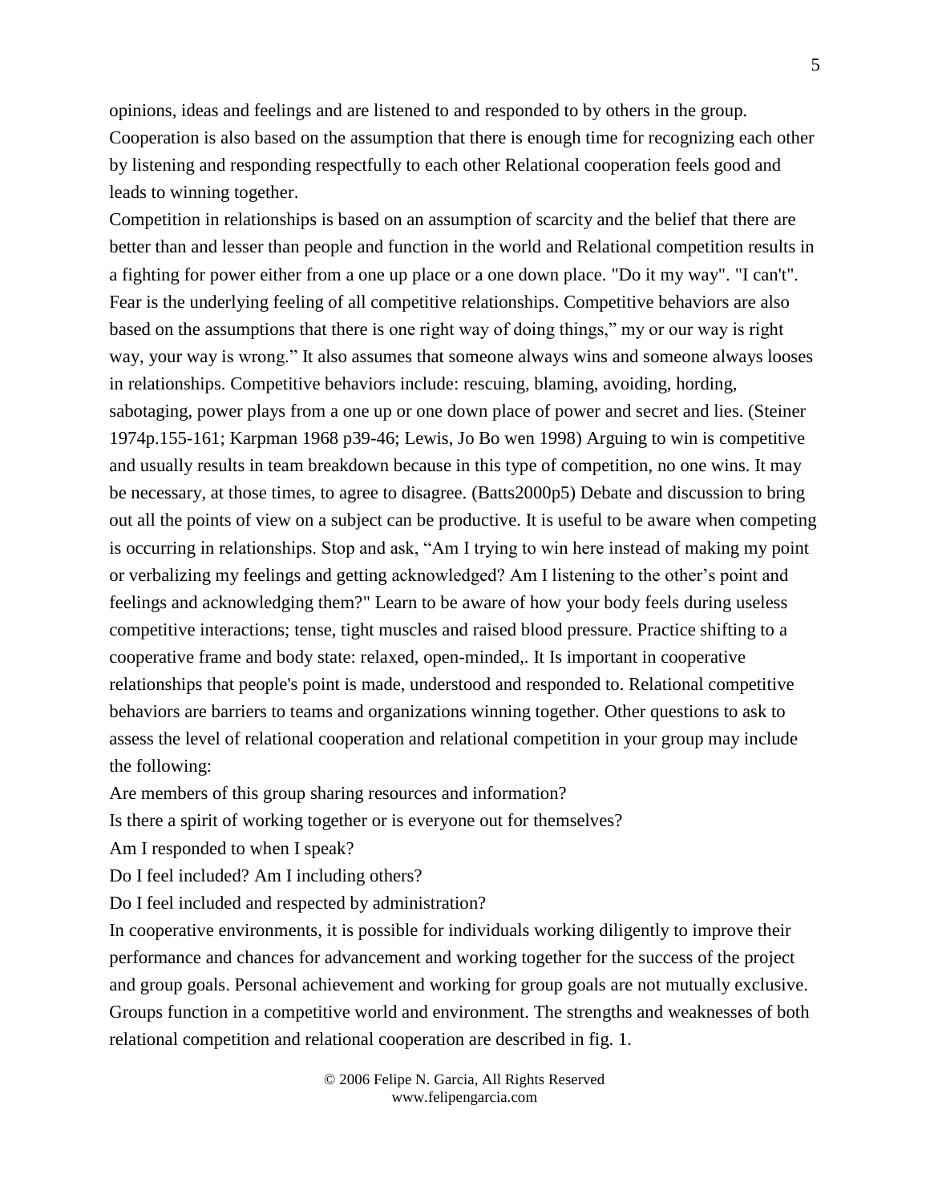opinions, ideas and feelings and are listened to and responded to by others in the group. Cooperation is also based on the assumption that there is enough time for recognizing each other by listening and responding respectfully to each other Relational cooperation feels good and leads to winning together.

Competition in relationships is based on an assumption of scarcity and the belief that there are better than and lesser than people and function in the world and Relational competition results in a fighting for power either from a one up place or a one down place. "Do it my way". "I can't". Fear is the underlying feeling of all competitive relationships. Competitive behaviors are also based on the assumptions that there is one right way of doing things," my or our way is right way, your way is wrong." It also assumes that someone always wins and someone always looses in relationships. Competitive behaviors include: rescuing, blaming, avoiding, hording, sabotaging, power plays from a one up or one down place of power and secret and lies. (Steiner 1974p.155-161; Karpman 1968 p39-46; Lewis, Jo Bo wen 1998) Arguing to win is competitive and usually results in team breakdown because in this type of competition, no one wins. It may be necessary, at those times, to agree to disagree. (Batts2000p5) Debate and discussion to bring out all the points of view on a subject can be productive. It is useful to be aware when competing is occurring in relationships. Stop and ask, "Am I trying to win here instead of making my point or verbalizing my feelings and getting acknowledged? Am I listening to the other's point and feelings and acknowledging them?" Learn to be aware of how your body feels during useless competitive interactions; tense, tight muscles and raised blood pressure. Practice shifting to a cooperative frame and body state: relaxed, open-minded,. It Is important in cooperative relationships that people's point is made, understood and responded to. Relational competitive behaviors are barriers to teams and organizations winning together. Other questions to ask to assess the level of relational cooperation and relational competition in your group may include the following:

Are members of this group sharing resources and information?

Is there a spirit of working together or is everyone out for themselves?

Am I responded to when I speak?

Do I feel included? Am I including others?

Do I feel included and respected by administration?

In cooperative environments, it is possible for individuals working diligently to improve their performance and chances for advancement and working together for the success of the project and group goals. Personal achievement and working for group goals are not mutually exclusive. Groups function in a competitive world and environment. The strengths and weaknesses of both relational competition and relational cooperation are described in fig. 1.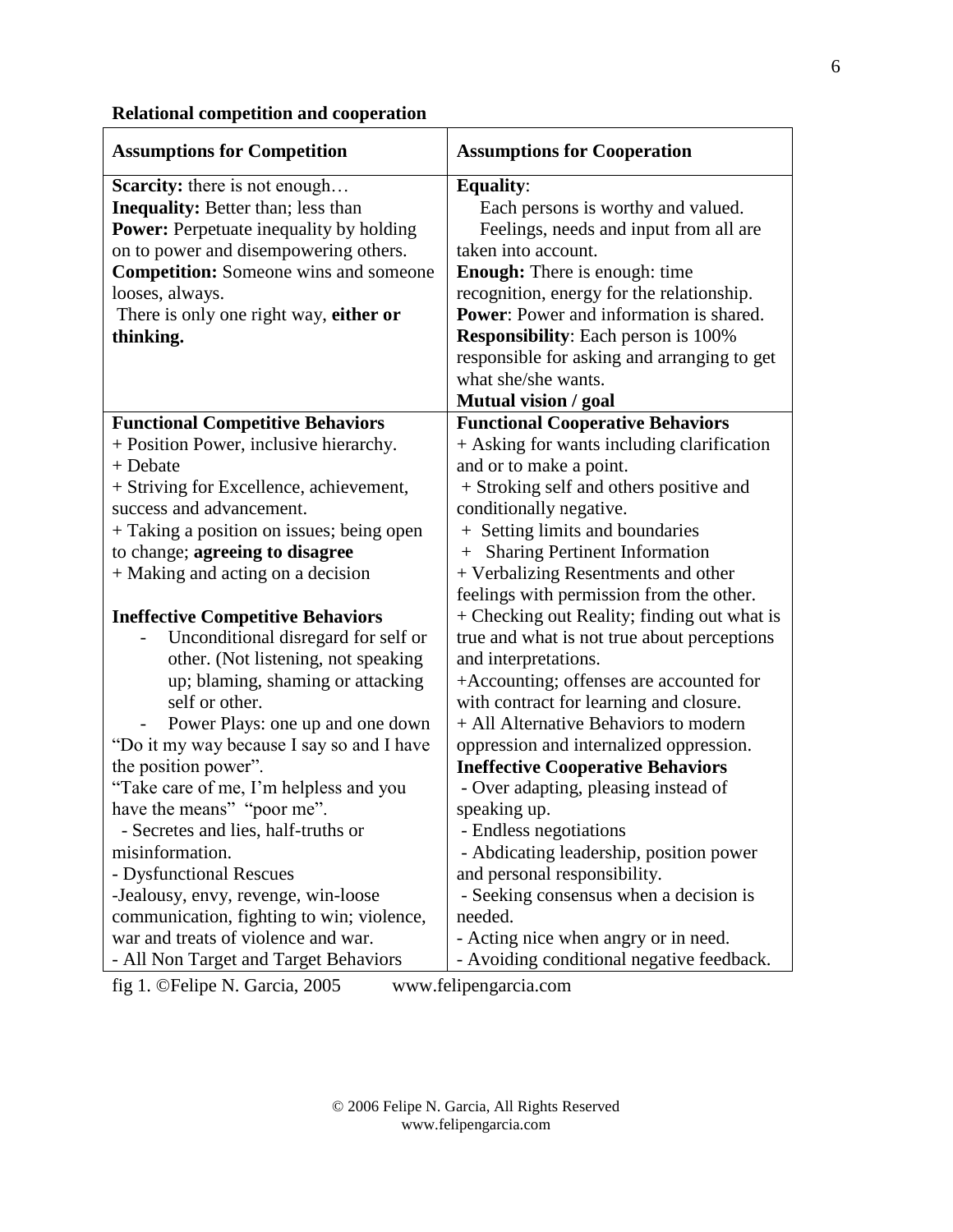**Relational competition and cooperation**

| Assumptions for Competition | Assumptions for Cooperation |
|---|---|
| **Scarcity:** there is not enough…<br>**Inequality:** Better than; less than<br>**Power:** Perpetuate inequality by holding on to power and disempowering others.<br>**Competition:** Someone wins and someone looses, always.<br>There is only one right way, **either or thinking.** | **Equality**:<br>Each persons is worthy and valued.<br>Feelings, needs and input from all are taken into account.<br>**Enough:** There is enough: time recognition, energy for the relationship.<br>**Power**: Power and information is shared.<br>**Responsibility**: Each person is 100% responsible for asking and arranging to get what she/she wants.<br>**Mutual vision / goal** |
| **Functional Competitive Behaviors**<br>+ Position Power, inclusive hierarchy.<br>+ Debate<br>+ Striving for Excellence, achievement, success and advancement.<br>+ Taking a position on issues; being open to change; **agreeing to disagree**<br>+ Making and acting on a decision<br><br>**Ineffective Competitive Behaviors**<br>- Unconditional disregard for self or other. (Not listening, not speaking up; blaming, shaming or attacking self or other.<br>- Power Plays: one up and one down "Do it my way because I say so and I have the position power".<br>"Take care of me, I'm helpless and you have the means" "poor me".<br>- Secretes and lies, half-truths or misinformation.<br>- Dysfunctional Rescues<br>-Jealousy, envy, revenge, win-loose communication, fighting to win; violence, war and treats of violence and war.<br>- All Non Target and Target Behaviors | **Functional Cooperative Behaviors**<br>+ Asking for wants including clarification and or to make a point.<br>+ Stroking self and others positive and conditionally negative.<br>+ Setting limits and boundaries<br>+ Sharing Pertinent Information<br>+ Verbalizing Resentments and other feelings with permission from the other.<br>+ Checking out Reality; finding out what is true and what is not true about perceptions and interpretations.<br>+Accounting; offenses are accounted for with contract for learning and closure.<br>+ All Alternative Behaviors to modern oppression and internalized oppression.<br>**Ineffective Cooperative Behaviors**<br>- Over adapting, pleasing instead of speaking up.<br>- Endless negotiations<br>- Abdicating leadership, position power and personal responsibility.<br>- Seeking consensus when a decision is needed.<br>- Acting nice when angry or in need.<br>- Avoiding conditional negative feedback. |

fig 1. ©Felipe N. Garcia, 2005 www.felipengarcia.com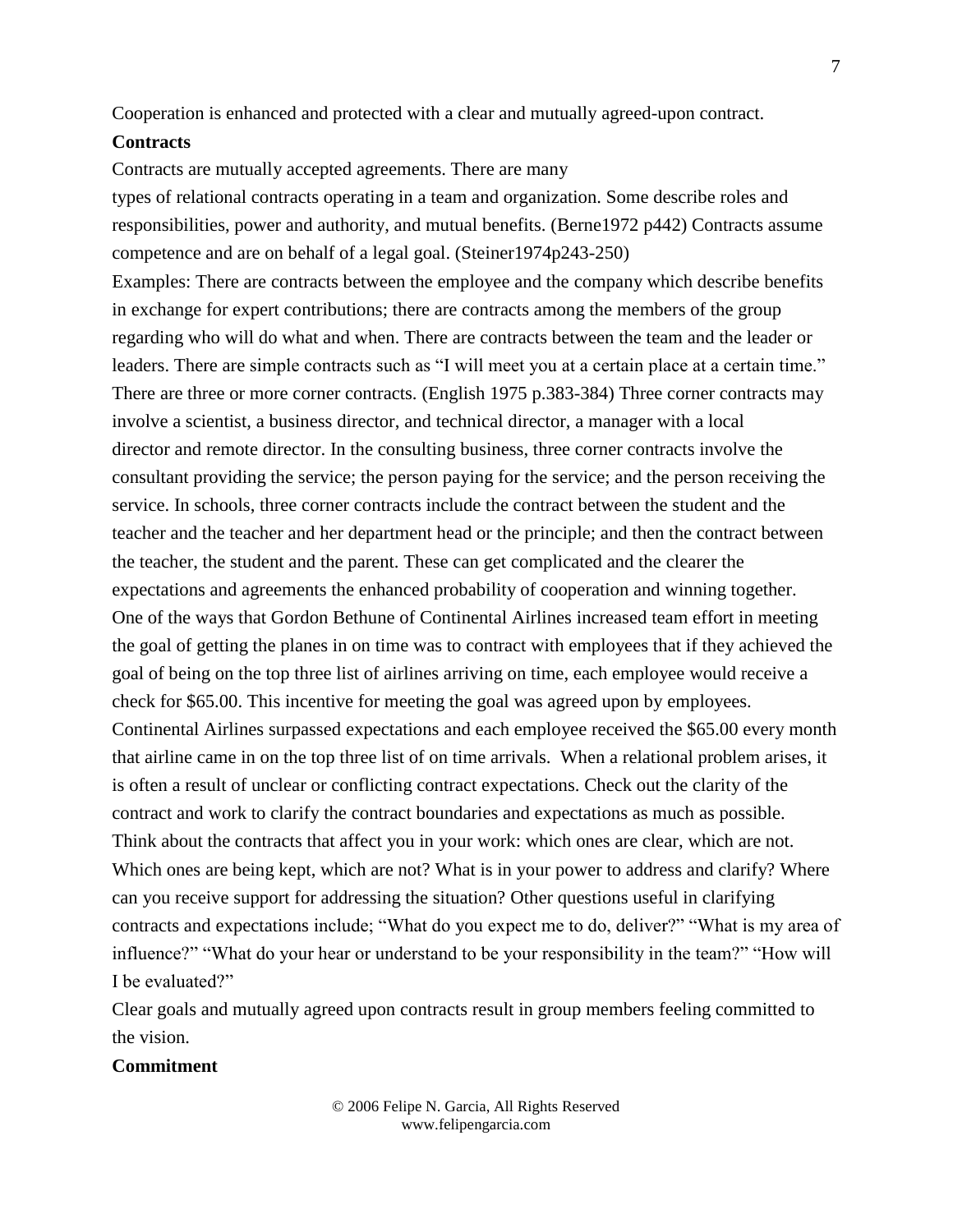Cooperation is enhanced and protected with a clear and mutually agreed-upon contract.

**Contracts**

Contracts are mutually accepted agreements. There are many types of relational contracts operating in a team and organization. Some describe roles and responsibilities, power and authority, and mutual benefits. (Berne1972 p442) Contracts assume competence and are on behalf of a legal goal. (Steiner1974p243-250)

Examples: There are contracts between the employee and the company which describe benefits in exchange for expert contributions; there are contracts among the members of the group regarding who will do what and when. There are contracts between the team and the leader or leaders. There are simple contracts such as "I will meet you at a certain place at a certain time." There are three or more corner contracts. (English 1975 p.383-384) Three corner contracts may involve a scientist, a business director, and technical director, a manager with a local director and remote director. In the consulting business, three corner contracts involve the consultant providing the service; the person paying for the service; and the person receiving the service. In schools, three corner contracts include the contract between the student and the teacher and the teacher and her department head or the principle; and then the contract between the teacher, the student and the parent. These can get complicated and the clearer the expectations and agreements the enhanced probability of cooperation and winning together. One of the ways that Gordon Bethune of Continental Airlines increased team effort in meeting the goal of getting the planes in on time was to contract with employees that if they achieved the goal of being on the top three list of airlines arriving on time, each employee would receive a check for $65.00. This incentive for meeting the goal was agreed upon by employees. Continental Airlines surpassed expectations and each employee received the $65.00 every month that airline came in on the top three list of on time arrivals. When a relational problem arises, it is often a result of unclear or conflicting contract expectations. Check out the clarity of the contract and work to clarify the contract boundaries and expectations as much as possible. Think about the contracts that affect you in your work: which ones are clear, which are not. Which ones are being kept, which are not? What is in your power to address and clarify? Where can you receive support for addressing the situation? Other questions useful in clarifying contracts and expectations include; "What do you expect me to do, deliver?" "What is my area of influence?" "What do your hear or understand to be your responsibility in the team?" "How will I be evaluated?"

Clear goals and mutually agreed upon contracts result in group members feeling committed to the vision.

**Commitment**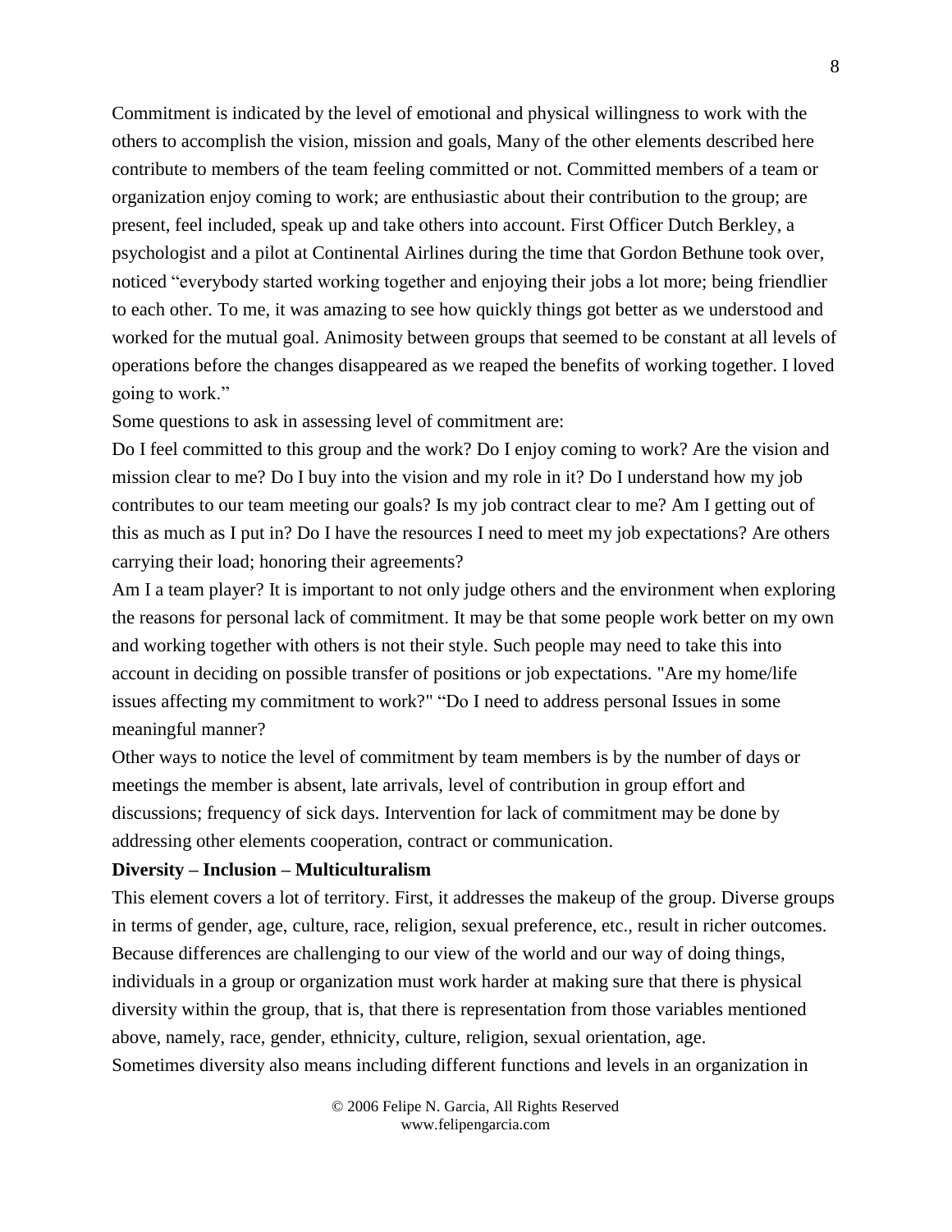Commitment is indicated by the level of emotional and physical willingness to work with the others to accomplish the vision, mission and goals, Many of the other elements described here contribute to members of the team feeling committed or not. Committed members of a team or organization enjoy coming to work; are enthusiastic about their contribution to the group; are present, feel included, speak up and take others into account. First Officer Dutch Berkley, a psychologist and a pilot at Continental Airlines during the time that Gordon Bethune took over, noticed "everybody started working together and enjoying their jobs a lot more; being friendlier to each other. To me, it was amazing to see how quickly things got better as we understood and worked for the mutual goal. Animosity between groups that seemed to be constant at all levels of operations before the changes disappeared as we reaped the benefits of working together. I loved going to work."

Some questions to ask in assessing level of commitment are:

Do I feel committed to this group and the work? Do I enjoy coming to work? Are the vision and mission clear to me? Do I buy into the vision and my role in it? Do I understand how my job contributes to our team meeting our goals? Is my job contract clear to me? Am I getting out of this as much as I put in? Do I have the resources I need to meet my job expectations? Are others carrying their load; honoring their agreements?

Am I a team player? It is important to not only judge others and the environment when exploring the reasons for personal lack of commitment. It may be that some people work better on my own and working together with others is not their style. Such people may need to take this into account in deciding on possible transfer of positions or job expectations. "Are my home/life issues affecting my commitment to work?" "Do I need to address personal Issues in some meaningful manner?

Other ways to notice the level of commitment by team members is by the number of days or meetings the member is absent, late arrivals, level of contribution in group effort and discussions; frequency of sick days. Intervention for lack of commitment may be done by addressing other elements cooperation, contract or communication.

**Diversity – Inclusion – Multiculturalism**

This element covers a lot of territory. First, it addresses the makeup of the group. Diverse groups in terms of gender, age, culture, race, religion, sexual preference, etc., result in richer outcomes. Because differences are challenging to our view of the world and our way of doing things, individuals in a group or organization must work harder at making sure that there is physical diversity within the group, that is, that there is representation from those variables mentioned above, namely, race, gender, ethnicity, culture, religion, sexual orientation, age.

Sometimes diversity also means including different functions and levels in an organization in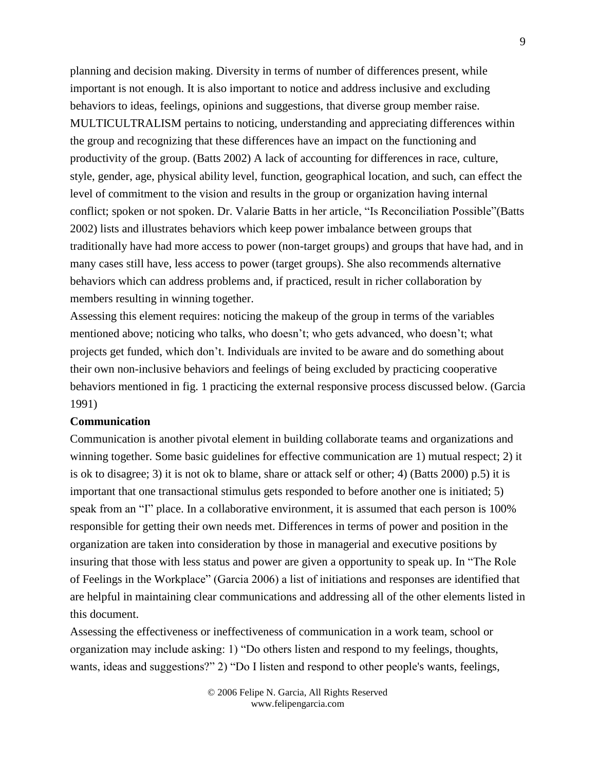planning and decision making. Diversity in terms of number of differences present, while important is not enough. It is also important to notice and address inclusive and excluding behaviors to ideas, feelings, opinions and suggestions, that diverse group member raise. MULTICULTRALISM pertains to noticing, understanding and appreciating differences within the group and recognizing that these differences have an impact on the functioning and productivity of the group. (Batts 2002) A lack of accounting for differences in race, culture, style, gender, age, physical ability level, function, geographical location, and such, can effect the level of commitment to the vision and results in the group or organization having internal conflict; spoken or not spoken. Dr. Valarie Batts in her article, "Is Reconciliation Possible"(Batts 2002) lists and illustrates behaviors which keep power imbalance between groups that traditionally have had more access to power (non-target groups) and groups that have had, and in many cases still have, less access to power (target groups). She also recommends alternative behaviors which can address problems and, if practiced, result in richer collaboration by members resulting in winning together.

Assessing this element requires: noticing the makeup of the group in terms of the variables mentioned above; noticing who talks, who doesn't; who gets advanced, who doesn't; what projects get funded, which don't. Individuals are invited to be aware and do something about their own non-inclusive behaviors and feelings of being excluded by practicing cooperative behaviors mentioned in fig. 1 practicing the external responsive process discussed below. (Garcia 1991)

**Communication**

Communication is another pivotal element in building collaborate teams and organizations and winning together. Some basic guidelines for effective communication are 1) mutual respect; 2) it is ok to disagree; 3) it is not ok to blame, share or attack self or other; 4) (Batts 2000) p.5) it is important that one transactional stimulus gets responded to before another one is initiated; 5) speak from an "I" place. In a collaborative environment, it is assumed that each person is 100% responsible for getting their own needs met. Differences in terms of power and position in the organization are taken into consideration by those in managerial and executive positions by insuring that those with less status and power are given a opportunity to speak up. In "The Role of Feelings in the Workplace" (Garcia 2006) a list of initiations and responses are identified that are helpful in maintaining clear communications and addressing all of the other elements listed in this document.

Assessing the effectiveness or ineffectiveness of communication in a work team, school or organization may include asking: 1) "Do others listen and respond to my feelings, thoughts, wants, ideas and suggestions?" 2) "Do I listen and respond to other people's wants, feelings,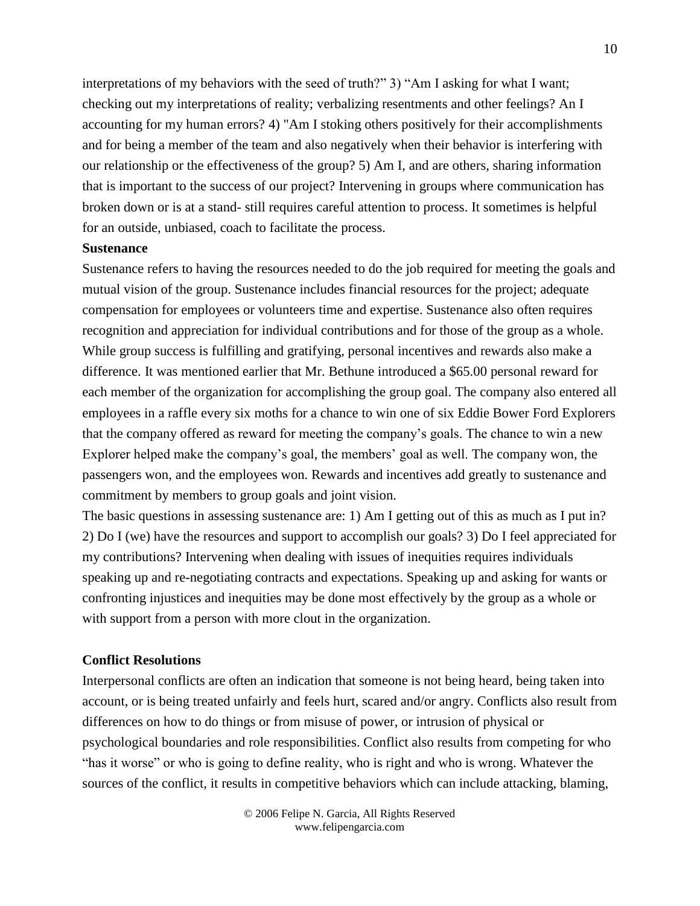interpretations of my behaviors with the seed of truth?" 3) "Am I asking for what I want; checking out my interpretations of reality; verbalizing resentments and other feelings? An I accounting for my human errors? 4) "Am I stoking others positively for their accomplishments and for being a member of the team and also negatively when their behavior is interfering with our relationship or the effectiveness of the group? 5) Am I, and are others, sharing information that is important to the success of our project? Intervening in groups where communication has broken down or is at a stand- still requires careful attention to process. It sometimes is helpful for an outside, unbiased, coach to facilitate the process.

**Sustenance**

Sustenance refers to having the resources needed to do the job required for meeting the goals and mutual vision of the group. Sustenance includes financial resources for the project; adequate compensation for employees or volunteers time and expertise. Sustenance also often requires recognition and appreciation for individual contributions and for those of the group as a whole. While group success is fulfilling and gratifying, personal incentives and rewards also make a difference. It was mentioned earlier that Mr. Bethune introduced a $65.00 personal reward for each member of the organization for accomplishing the group goal. The company also entered all employees in a raffle every six moths for a chance to win one of six Eddie Bower Ford Explorers that the company offered as reward for meeting the company's goals. The chance to win a new Explorer helped make the company's goal, the members' goal as well. The company won, the passengers won, and the employees won. Rewards and incentives add greatly to sustenance and commitment by members to group goals and joint vision.

The basic questions in assessing sustenance are: 1) Am I getting out of this as much as I put in? 2) Do I (we) have the resources and support to accomplish our goals? 3) Do I feel appreciated for my contributions? Intervening when dealing with issues of inequities requires individuals speaking up and re-negotiating contracts and expectations. Speaking up and asking for wants or confronting injustices and inequities may be done most effectively by the group as a whole or with support from a person with more clout in the organization.

**Conflict Resolutions**

Interpersonal conflicts are often an indication that someone is not being heard, being taken into account, or is being treated unfairly and feels hurt, scared and/or angry. Conflicts also result from differences on how to do things or from misuse of power, or intrusion of physical or psychological boundaries and role responsibilities. Conflict also results from competing for who "has it worse" or who is going to define reality, who is right and who is wrong. Whatever the sources of the conflict, it results in competitive behaviors which can include attacking, blaming,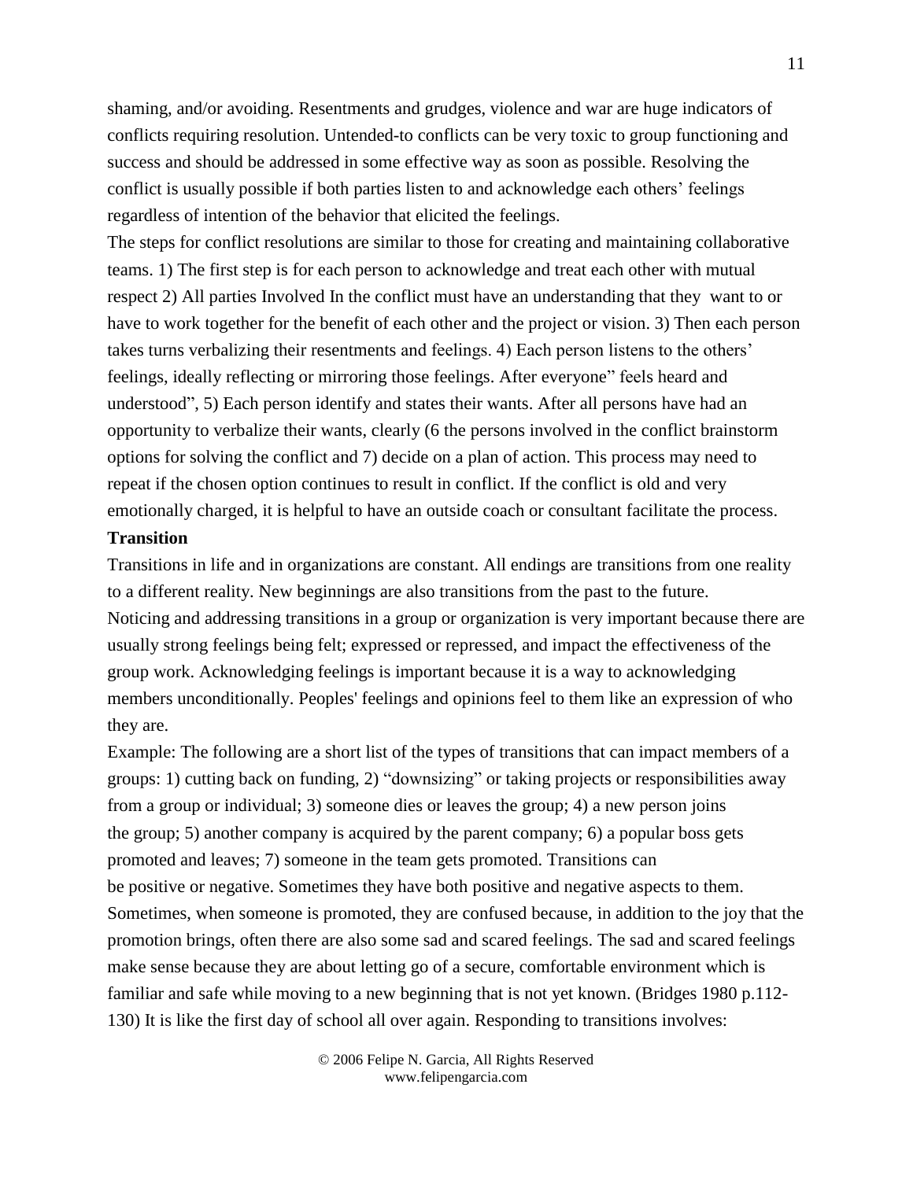shaming, and/or avoiding. Resentments and grudges, violence and war are huge indicators of conflicts requiring resolution. Untended-to conflicts can be very toxic to group functioning and success and should be addressed in some effective way as soon as possible. Resolving the conflict is usually possible if both parties listen to and acknowledge each others' feelings regardless of intention of the behavior that elicited the feelings.

The steps for conflict resolutions are similar to those for creating and maintaining collaborative teams. 1) The first step is for each person to acknowledge and treat each other with mutual respect 2) All parties Involved In the conflict must have an understanding that they want to or have to work together for the benefit of each other and the project or vision. 3) Then each person takes turns verbalizing their resentments and feelings. 4) Each person listens to the others' feelings, ideally reflecting or mirroring those feelings. After everyone" feels heard and understood", 5) Each person identify and states their wants. After all persons have had an opportunity to verbalize their wants, clearly (6 the persons involved in the conflict brainstorm options for solving the conflict and 7) decide on a plan of action. This process may need to repeat if the chosen option continues to result in conflict. If the conflict is old and very emotionally charged, it is helpful to have an outside coach or consultant facilitate the process.

**Transition**

Transitions in life and in organizations are constant. All endings are transitions from one reality to a different reality. New beginnings are also transitions from the past to the future.

Noticing and addressing transitions in a group or organization is very important because there are usually strong feelings being felt; expressed or repressed, and impact the effectiveness of the group work. Acknowledging feelings is important because it is a way to acknowledging members unconditionally. Peoples' feelings and opinions feel to them like an expression of who they are.

Example: The following are a short list of the types of transitions that can impact members of a groups: 1) cutting back on funding, 2) "downsizing" or taking projects or responsibilities away from a group or individual; 3) someone dies or leaves the group; 4) a new person joins the group; 5) another company is acquired by the parent company; 6) a popular boss gets promoted and leaves; 7) someone in the team gets promoted. Transitions can be positive or negative. Sometimes they have both positive and negative aspects to them. Sometimes, when someone is promoted, they are confused because, in addition to the joy that the promotion brings, often there are also some sad and scared feelings. The sad and scared feelings make sense because they are about letting go of a secure, comfortable environment which is familiar and safe while moving to a new beginning that is not yet known. (Bridges 1980 p.112-130) It is like the first day of school all over again. Responding to transitions involves: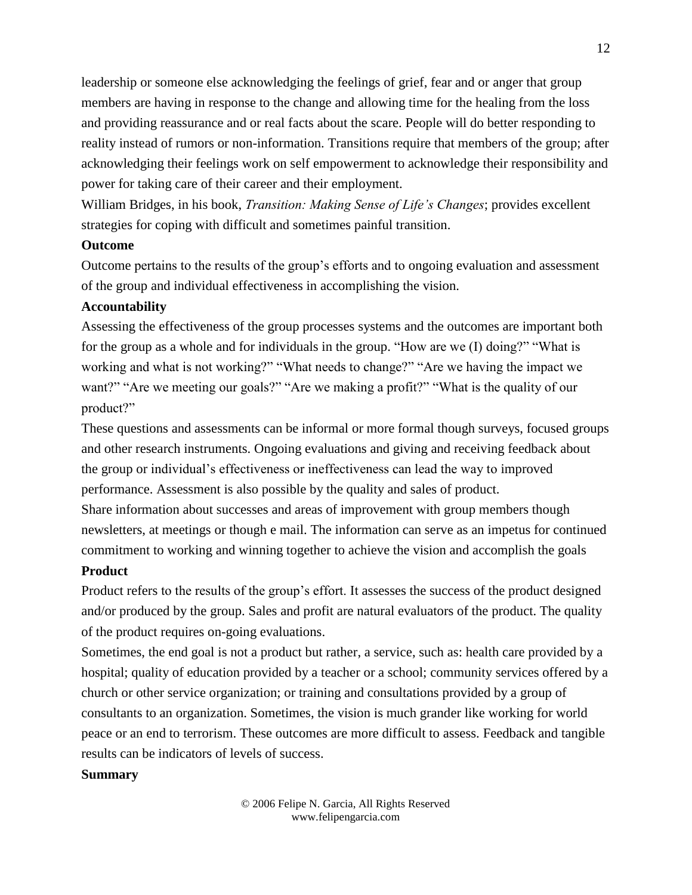leadership or someone else acknowledging the feelings of grief, fear and or anger that group members are having in response to the change and allowing time for the healing from the loss and providing reassurance and or real facts about the scare. People will do better responding to reality instead of rumors or non-information. Transitions require that members of the group; after acknowledging their feelings work on self empowerment to acknowledge their responsibility and power for taking care of their career and their employment.

William Bridges, in his book, *Transition: Making Sense of Life's Changes*; provides excellent strategies for coping with difficult and sometimes painful transition.

**Outcome**

Outcome pertains to the results of the group's efforts and to ongoing evaluation and assessment of the group and individual effectiveness in accomplishing the vision.

**Accountability**

Assessing the effectiveness of the group processes systems and the outcomes are important both for the group as a whole and for individuals in the group. "How are we (I) doing?" "What is working and what is not working?" "What needs to change?" "Are we having the impact we want?" "Are we meeting our goals?" "Are we making a profit?" "What is the quality of our product?"

These questions and assessments can be informal or more formal though surveys, focused groups and other research instruments. Ongoing evaluations and giving and receiving feedback about the group or individual's effectiveness or ineffectiveness can lead the way to improved performance. Assessment is also possible by the quality and sales of product.

Share information about successes and areas of improvement with group members though newsletters, at meetings or though e mail. The information can serve as an impetus for continued commitment to working and winning together to achieve the vision and accomplish the goals

**Product**

Product refers to the results of the group's effort. It assesses the success of the product designed and/or produced by the group. Sales and profit are natural evaluators of the product. The quality of the product requires on-going evaluations.

Sometimes, the end goal is not a product but rather, a service, such as: health care provided by a hospital; quality of education provided by a teacher or a school; community services offered by a church or other service organization; or training and consultations provided by a group of consultants to an organization. Sometimes, the vision is much grander like working for world peace or an end to terrorism. These outcomes are more difficult to assess. Feedback and tangible results can be indicators of levels of success.

**Summary**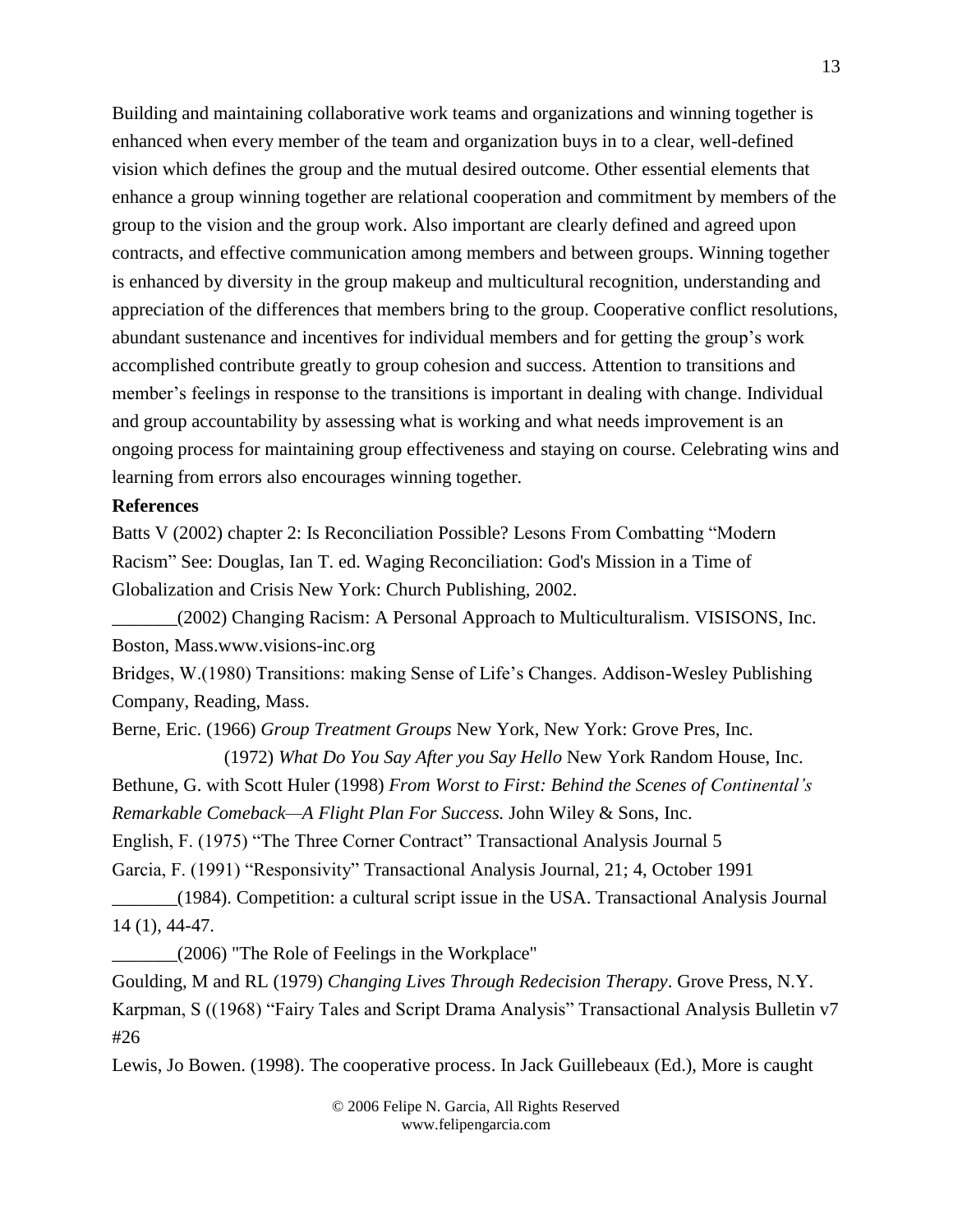Building and maintaining collaborative work teams and organizations and winning together is enhanced when every member of the team and organization buys in to a clear, well-defined vision which defines the group and the mutual desired outcome. Other essential elements that enhance a group winning together are relational cooperation and commitment by members of the group to the vision and the group work. Also important are clearly defined and agreed upon contracts, and effective communication among members and between groups. Winning together is enhanced by diversity in the group makeup and multicultural recognition, understanding and appreciation of the differences that members bring to the group. Cooperative conflict resolutions, abundant sustenance and incentives for individual members and for getting the group's work accomplished contribute greatly to group cohesion and success. Attention to transitions and member's feelings in response to the transitions is important in dealing with change. Individual and group accountability by assessing what is working and what needs improvement is an ongoing process for maintaining group effectiveness and staying on course. Celebrating wins and learning from errors also encourages winning together.

**References**

Batts V (2002) chapter 2: Is Reconciliation Possible? Lesons From Combatting "Modern Racism" See: Douglas, Ian T. ed. Waging Reconciliation: God's Mission in a Time of Globalization and Crisis New York: Church Publishing, 2002.

_______(2002) Changing Racism: A Personal Approach to Multiculturalism. VISISONS, Inc. Boston, Mass.www.visions-inc.org

Bridges, W.(1980) Transitions: making Sense of Life's Changes. Addison-Wesley Publishing Company, Reading, Mass.

Berne, Eric. (1966) *Group Treatment Groups* New York, New York: Grove Pres, Inc.

(1972) *What Do You Say After you Say Hello* New York Random House, Inc.

Bethune, G. with Scott Huler (1998) *From Worst to First: Behind the Scenes of Continental's Remarkable Comeback—A Flight Plan For Success.* John Wiley & Sons, Inc.

English, F. (1975) "The Three Corner Contract" Transactional Analysis Journal 5

Garcia, F. (1991) "Responsivity" Transactional Analysis Journal, 21; 4, October 1991

_______(1984). Competition: a cultural script issue in the USA. Transactional Analysis Journal 14 (1), 44-47.

_______(2006) "The Role of Feelings in the Workplace"

Goulding, M and RL (1979) *Changing Lives Through Redecision Therapy*. Grove Press, N.Y.

Karpman, S ((1968) "Fairy Tales and Script Drama Analysis" Transactional Analysis Bulletin v7 #26

Lewis, Jo Bowen. (1998). The cooperative process. In Jack Guillebeaux (Ed.), More is caught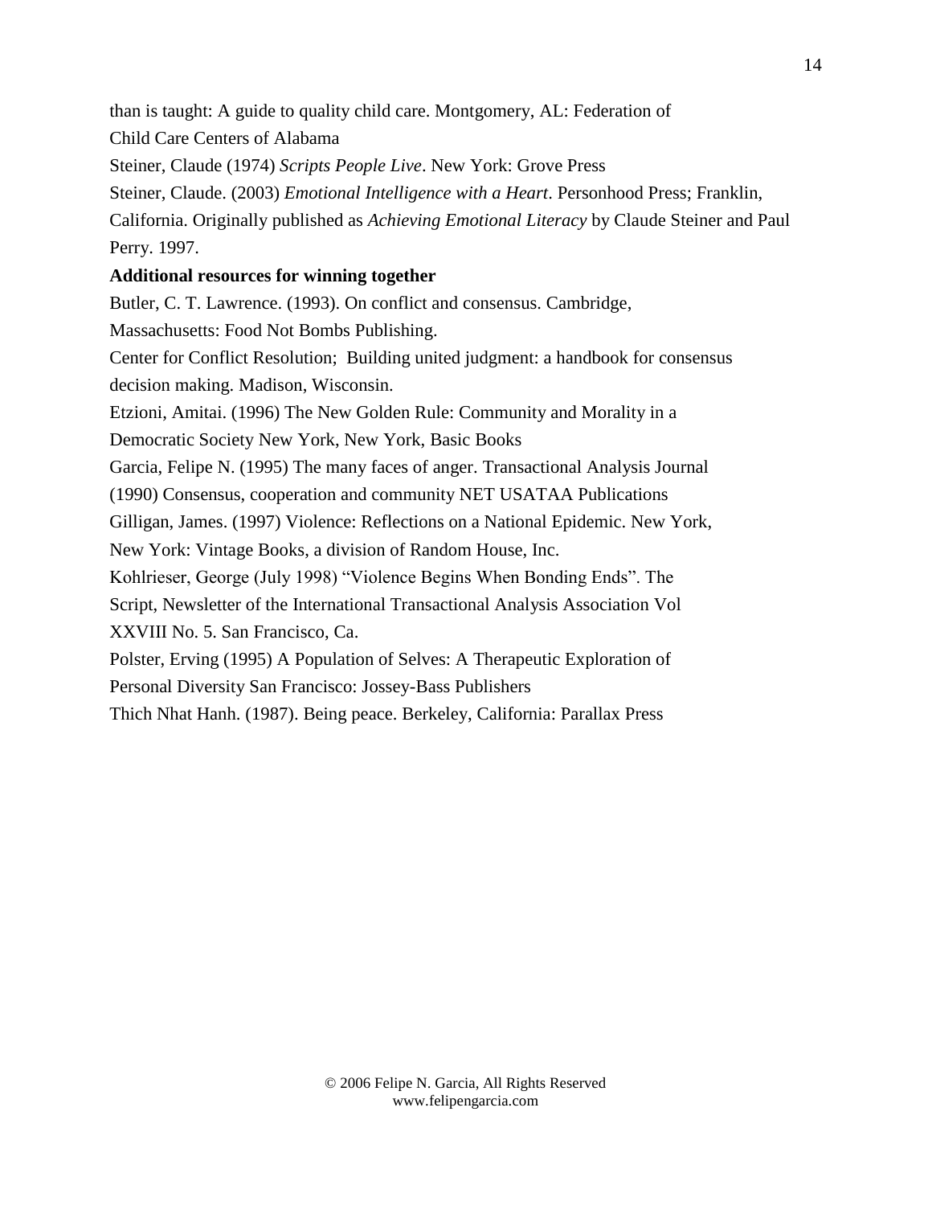than is taught: A guide to quality child care. Montgomery, AL: Federation of Child Care Centers of Alabama

Steiner, Claude (1974) *Scripts People Live*. New York: Grove Press

Steiner, Claude. (2003) *Emotional Intelligence with a Heart*. Personhood Press; Franklin, California. Originally published as *Achieving Emotional Literacy* by Claude Steiner and Paul Perry. 1997.

**Additional resources for winning together**

Butler, C. T. Lawrence. (1993). On conflict and consensus. Cambridge, Massachusetts: Food Not Bombs Publishing.

Center for Conflict Resolution; Building united judgment: a handbook for consensus decision making. Madison, Wisconsin.

Etzioni, Amitai. (1996) The New Golden Rule: Community and Morality in a Democratic Society New York, New York, Basic Books

Garcia, Felipe N. (1995) The many faces of anger. Transactional Analysis Journal

(1990) Consensus, cooperation and community NET USATAA Publications

Gilligan, James. (1997) Violence: Reflections on a National Epidemic. New York, New York: Vintage Books, a division of Random House, Inc.

Kohlrieser, George (July 1998) "Violence Begins When Bonding Ends". The Script, Newsletter of the International Transactional Analysis Association Vol XXVIII No. 5. San Francisco, Ca.

Polster, Erving (1995) A Population of Selves: A Therapeutic Exploration of Personal Diversity San Francisco: Jossey-Bass Publishers

Thich Nhat Hanh. (1987). Being peace. Berkeley, California: Parallax Press